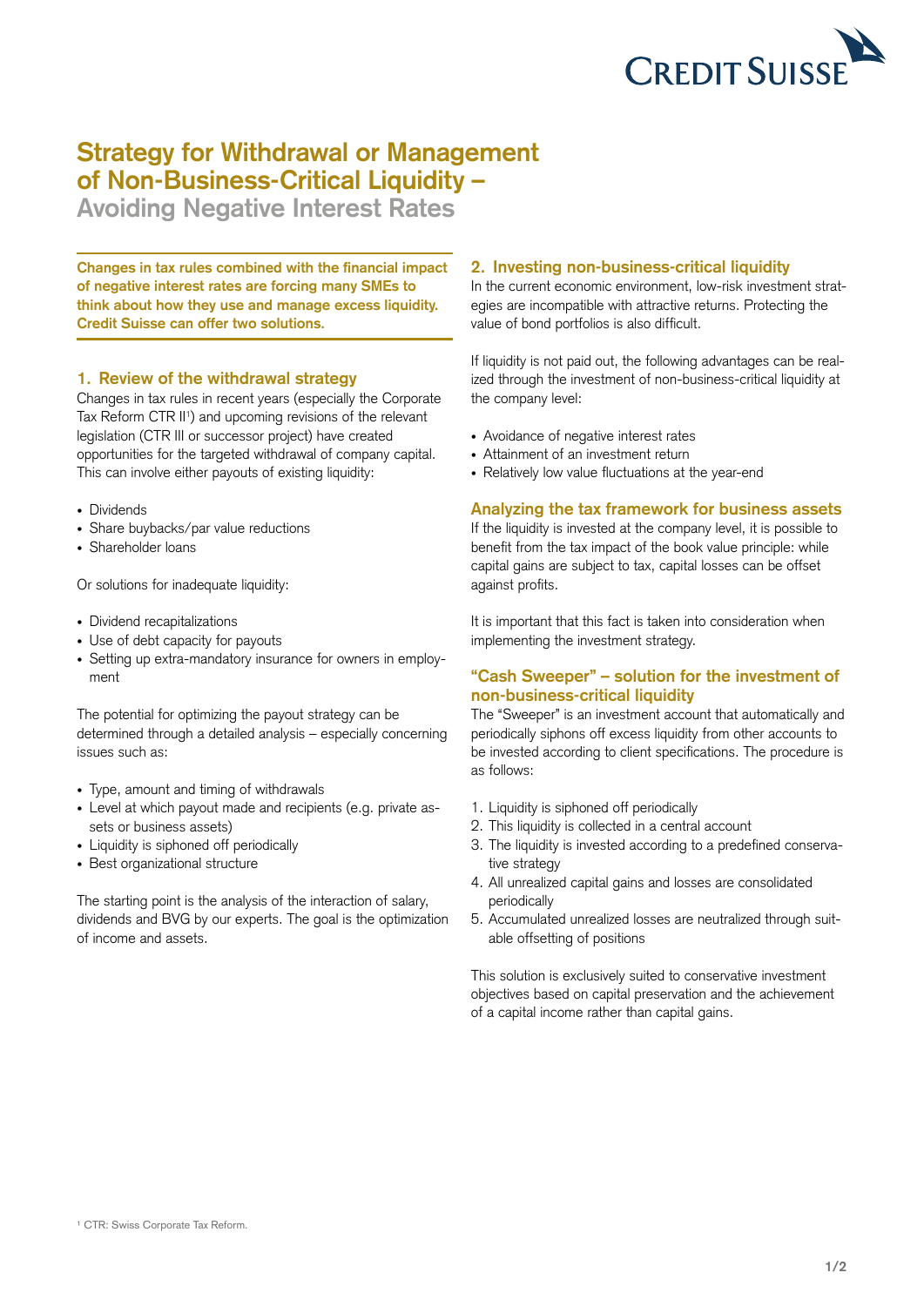# Strategy for Withdrawal or Management of Non-Business-Critical Liquidity –

## Avoiding Negative Interest Rates

**Changes in tax rules combined with the financial impact of negative interest rates are forcing many SMEs to think about how they use and manage excess liquidity. Credit Suisse can offer two solutions.**

### 1. Review of the withdrawal strategy

Changes in tax rules in recent years (especially the Corporate Tax Reform CTR II[1]) and upcoming revisions of the relevant legislation (CTR III or successor project) have created opportunities for the targeted withdrawal of company capital. This can involve either payouts of existing liquidity:

- Dividends
- Share buybacks/par value reductions
- Shareholder loans

Or solutions for inadequate liquidity:

- Dividend recapitalizations
- Use of debt capacity for payouts
- Setting up extra-mandatory insurance for owners in employment

The potential for optimizing the payout strategy can be determined through a detailed analysis – especially concerning issues such as:

- Type, amount and timing of withdrawals
- Level at which payout made and recipients (e.g. private assets or business assets)
- Liquidity is siphoned off periodically
- Best organizational structure

The starting point is the analysis of the interaction of salary, dividends and BVG by our experts. The goal is the optimization of income and assets.

### 2. Investing non-business-critical liquidity

In the current economic environment, low-risk investment strategies are incompatible with attractive returns. Protecting the value of bond portfolios is also difficult.

If liquidity is not paid out, the following advantages can be realized through the investment of non-business-critical liquidity at the company level:

- Avoidance of negative interest rates
- Attainment of an investment return
- Relatively low value fluctuations at the year-end

### Analyzing the tax framework for business assets

If the liquidity is invested at the company level, it is possible to benefit from the tax impact of the book value principle: while capital gains are subject to tax, capital losses can be offset against profits.

It is important that this fact is taken into consideration when implementing the investment strategy.

### "Cash Sweeper" – solution for the investment of non-business-critical liquidity

The "Sweeper" is an investment account that automatically and periodically siphons off excess liquidity from other accounts to be invested according to client specifications. The procedure is as follows:

1. Liquidity is siphoned off periodically
2. This liquidity is collected in a central account
3. The liquidity is invested according to a predefined conservative strategy
4. All unrealized capital gains and losses are consolidated periodically
5. Accumulated unrealized losses are neutralized through suitable offsetting of positions

This solution is exclusively suited to conservative investment objectives based on capital preservation and the achievement of a capital income rather than capital gains.

[1] CTR: Swiss Corporate Tax Reform.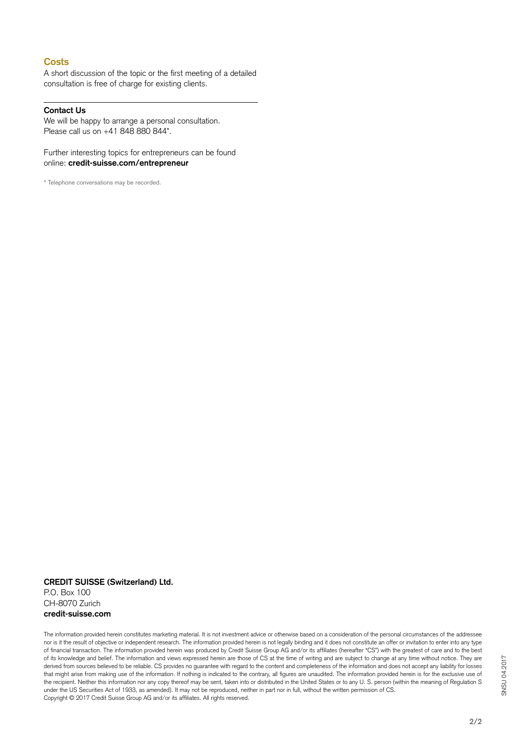## Costs

A short discussion of the topic or the first meeting of a detailed consultation is free of charge for existing clients.

---

**Contact Us**

We will be happy to arrange a personal consultation.
Please call us on +41 848 880 844*.

Further interesting topics for entrepreneurs can be found online: **credit-suisse.com/entrepreneur**

* Telephone conversations may be recorded.

**CREDIT SUISSE (Switzerland) Ltd.**
P.O. Box 100
CH-8070 Zurich
**credit-suisse.com**

The information provided herein constitutes marketing material. It is not investment advice or otherwise based on a consideration of the personal circumstances of the addressee nor is it the result of objective or independent research. The information provided herein is not legally binding and it does not constitute an offer or invitation to enter into any type of financial transaction. The information provided herein was produced by Credit Suisse Group AG and/or its affiliates (hereafter "CS") with the greatest of care and to the best of its knowledge and belief. The information and views expressed herein are those of CS at the time of writing and are subject to change at any time without notice. They are derived from sources believed to be reliable. CS provides no guarantee with regard to the content and completeness of the information and does not accept any liability for losses that might arise from making use of the information. If nothing is indicated to the contrary, all figures are unaudited. The information provided herein is for the exclusive use of the recipient. Neither this information nor any copy thereof may be sent, taken into or distributed in the United States or to any U. S. person (within the meaning of Regulation S under the US Securities Act of 1933, as amended). It may not be reproduced, neither in part nor in full, without the written permission of CS.
Copyright © 2017 Credit Suisse Group AG and/or its affiliates. All rights reserved.

SNSU 04.2017